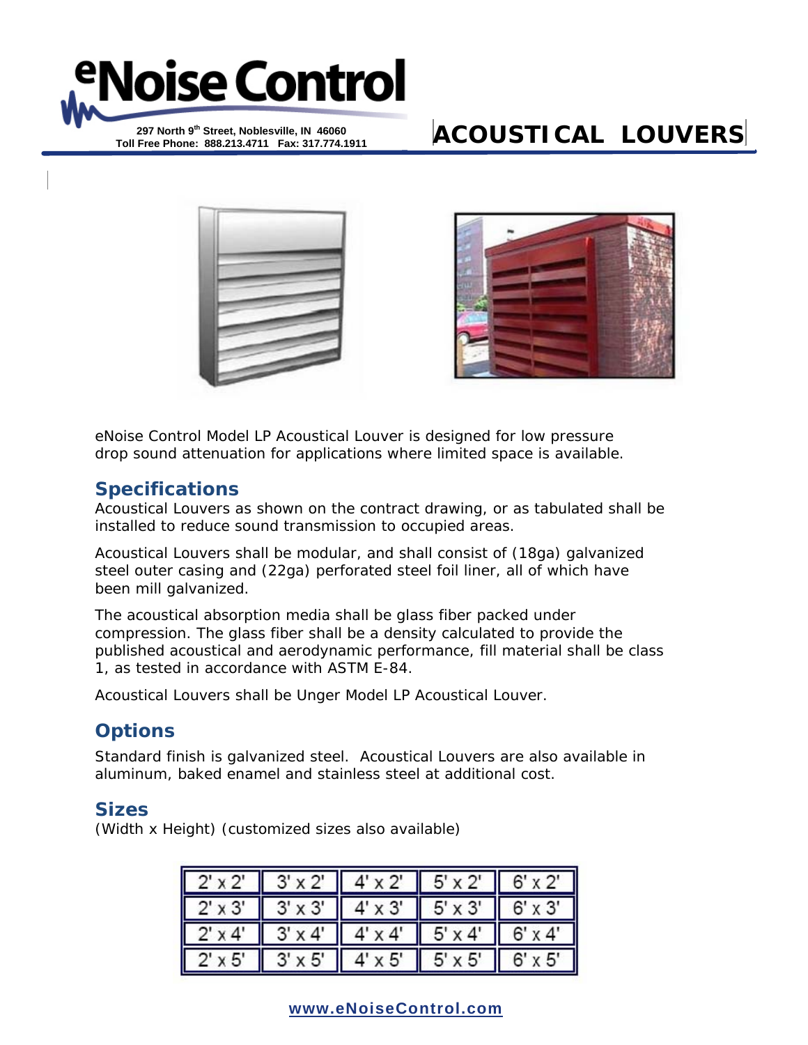# eNoise Control

297 North 9th Street, Noblesville, IN 46060
Toll Free Phone: 888.213.4711 Fax: 317.774.1911

# ACOUSTICAL LOUVERS

eNoise Control Model LP Acoustical Louver is designed for low pressure drop sound attenuation for applications where limited space is available.

## Specifications

Acoustical Louvers as shown on the contract drawing, or as tabulated shall be installed to reduce sound transmission to occupied areas.

Acoustical Louvers shall be modular, and shall consist of (18ga) galvanized steel outer casing and (22ga) perforated steel foil liner, all of which have been mill galvanized.

The acoustical absorption media shall be glass fiber packed under compression. The glass fiber shall be a density calculated to provide the published acoustical and aerodynamic performance, fill material shall be class 1, as tested in accordance with ASTM E-84.

Acoustical Louvers shall be Unger Model LP Acoustical Louver.

## Options

Standard finish is galvanized steel. Acoustical Louvers are also available in aluminum, baked enamel and stainless steel at additional cost.

## Sizes

(Width x Height) (customized sizes also available)

| | | | | |
|---|---|---|---|---|
| 2' x 2' | 3' x 2' | 4' x 2' | 5' x 2' | 6' x 2' |
| 2' x 3' | 3' x 3' | 4' x 3' | 5' x 3' | 6' x 3' |
| 2' x 4' | 3' x 4' | 4' x 4' | 5' x 4' | 6' x 4' |
| 2' x 5' | 3' x 5' | 4' x 5' | 5' x 5' | 6' x 5' |

www.eNoiseControl.com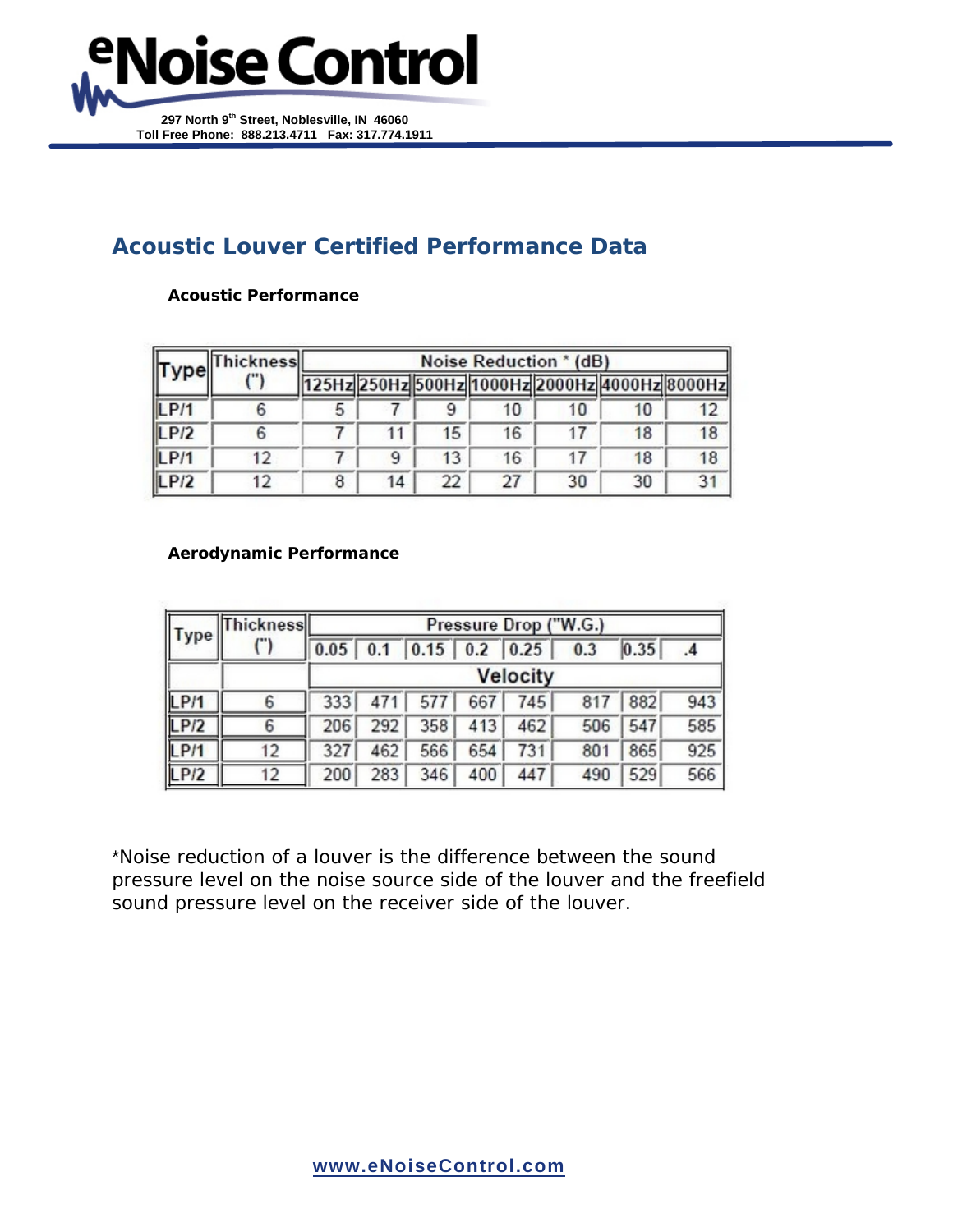## Acoustic Louver Certified Performance Data

**Acoustic Performance**

| Type | Thickness (") | Noise Reduction * (dB) | | | | | | |
|---|---|---|---|---|---|---|---|---|
| | | 125Hz | 250Hz | 500Hz | 1000Hz | 2000Hz | 4000Hz | 8000Hz |
| LP/1 | 6 | 5 | 7 | 9 | 10 | 10 | 10 | 12 |
| LP/2 | 6 | 7 | 11 | 15 | 16 | 17 | 18 | 18 |
| LP/1 | 12 | 7 | 9 | 13 | 16 | 17 | 18 | 18 |
| LP/2 | 12 | 8 | 14 | 22 | 27 | 30 | 30 | 31 |

**Aerodynamic Performance**

| Type | Thickness (") | Pressure Drop ("W.G.) | | | | | | | |
|---|---|---|---|---|---|---|---|---|---|
| | | 0.05 | 0.1 | 0.15 | 0.2 | 0.25 | 0.3 | 0.35 | .4 |
| | | Velocity | | | | | | | |
| LP/1 | 6 | 333 | 471 | 577 | 667 | 745 | 817 | 882 | 943 |
| LP/2 | 6 | 206 | 292 | 358 | 413 | 462 | 506 | 547 | 585 |
| LP/1 | 12 | 327 | 462 | 566 | 654 | 731 | 801 | 865 | 925 |
| LP/2 | 12 | 200 | 283 | 346 | 400 | 447 | 490 | 529 | 566 |

*Noise reduction of a louver is the difference between the sound pressure level on the noise source side of the louver and the freefield sound pressure level on the receiver side of the louver.